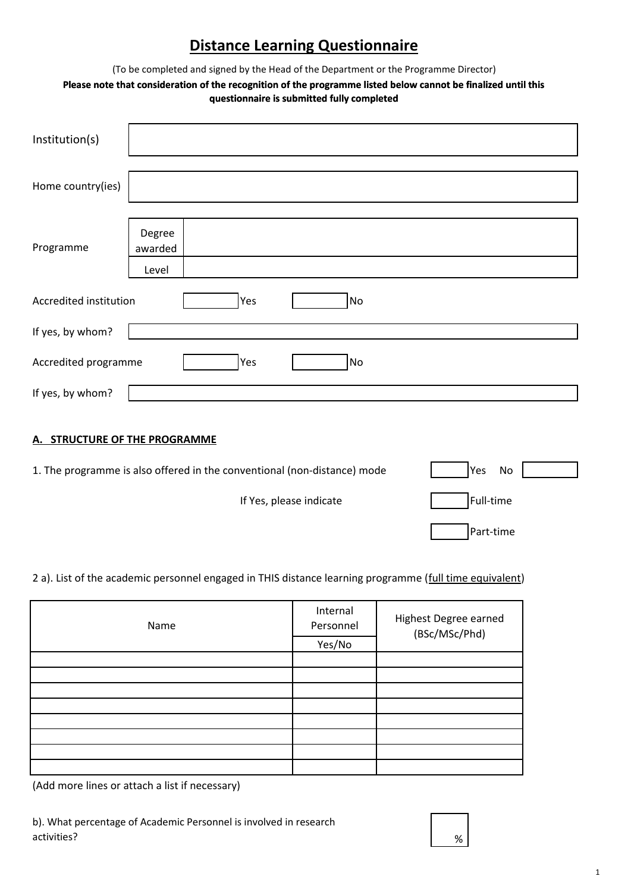# Distance Learning Questionnaire

(To be completed and signed by the Head of the Department or the Programme Director)

**Please note that consideration of the recognition of the programme listed below cannot be finalized until this questionnaire is submitted fully completed**

| Institution(s) | | |
|---|---|---|
| Home country(ies) | | |
| Programme | Degree awarded | |
| | Level | |

Accredited institution ☐ Yes ☐ No

If yes, by whom?

Accredited programme ☐ Yes ☐ No

If yes, by whom?

## A. STRUCTURE OF THE PROGRAMME

1. The programme is also offered in the conventional (non-distance) mode ☐ Yes ☐ No

If Yes, please indicate ☐ Full-time ☐ Part-time

2 a). List of the academic personnel engaged in THIS distance learning programme (full time equivalent)

| Name | Internal Personnel Yes/No | Highest Degree earned (BSc/MSc/Phd) |
|---|---|---|
| | | |
| | | |
| | | |
| | | |
| | | |
| | | |
| | | |
| | | |

(Add more lines or attach a list if necessary)

b). What percentage of Academic Personnel is involved in research activities? ____ %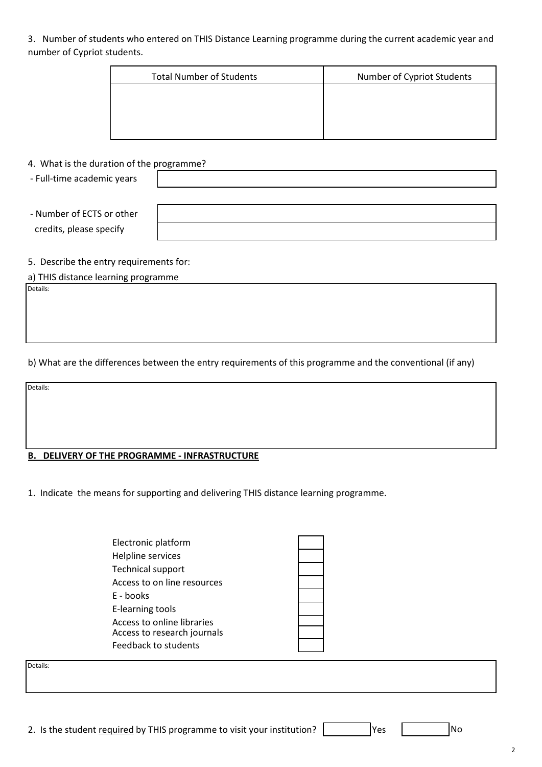3. Number of students who entered on THIS Distance Learning programme during the current academic year and number of Cypriot students.

| Total Number of Students | Number of Cypriot Students |
|---|---|
| | |

4. What is the duration of the programme?

- Full-time academic years

- Number of ECTS or other credits, please specify

5. Describe the entry requirements for:

a) THIS distance learning programme

Details:

b) What are the differences between the entry requirements of this programme and the conventional (if any)

Details:

**B. DELIVERY OF THE PROGRAMME - INFRASTRUCTURE**

1. Indicate the means for supporting and delivering THIS distance learning programme.

- Electronic platform ☐
- Helpline services ☐
- Technical support ☐
- Access to on line resources ☐
- E - books ☐
- E-learning tools ☐
- Access to online libraries ☐
- Access to research journals ☐
- Feedback to students ☐

Details:

2. Is the student required by THIS programme to visit your institution? ☐ Yes ☐ No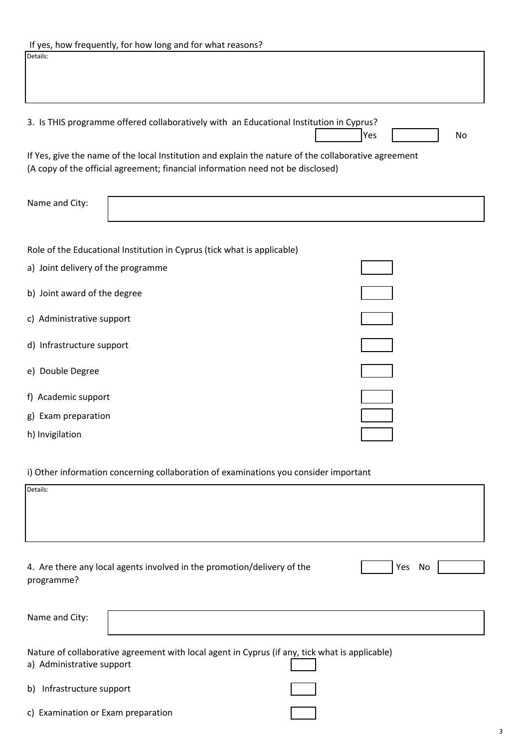If yes, how frequently, for how long and for what reasons?

Details:

3. Is THIS programme offered collaboratively with an Educational Institution in Cyprus?

☐ Yes ☐ No

If Yes, give the name of the local Institution and explain the nature of the collaborative agreement (A copy of the official agreement; financial information need not be disclosed)

Name and City:

Role of the Educational Institution in Cyprus (tick what is applicable)

a) Joint delivery of the programme ☐

b) Joint award of the degree ☐

c) Administrative support ☐

d) Infrastructure support ☐

e) Double Degree ☐

f) Academic support ☐

g) Exam preparation ☐

h) Invigilation ☐

i) Other information concerning collaboration of examinations you consider important

Details:

4. Are there any local agents involved in the promotion/delivery of the programme?

☐ Yes No ☐

Name and City:

Nature of collaborative agreement with local agent in Cyprus (if any, tick what is applicable)

a) Administrative support ☐

b) Infrastructure support ☐

c) Examination or Exam preparation ☐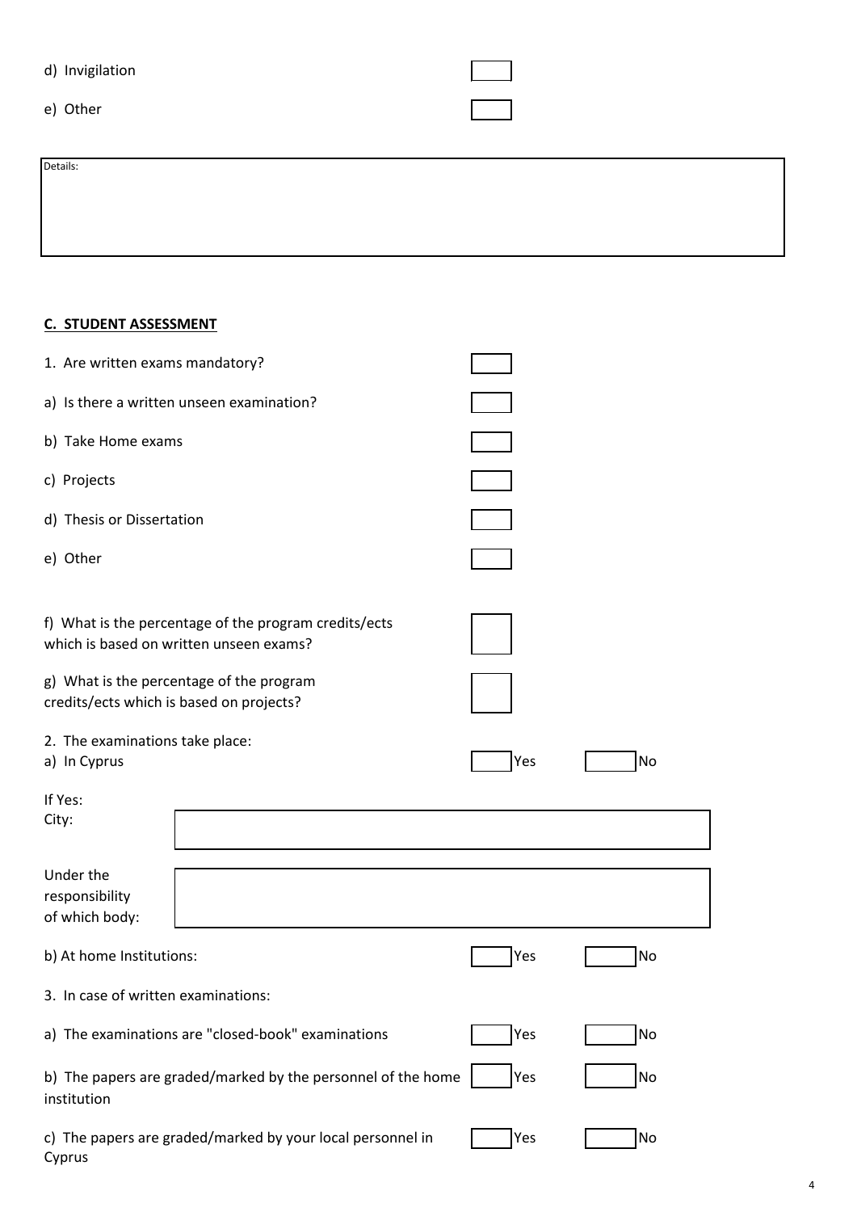d) Invigilation ☐

e) Other ☐

Details:

## C. STUDENT ASSESSMENT

1. Are written exams mandatory? ☐

a) Is there a written unseen examination? ☐

b) Take Home exams ☐

c) Projects ☐

d) Thesis or Dissertation ☐

e) Other ☐

f) What is the percentage of the program credits/ects which is based on written unseen exams? ☐

g) What is the percentage of the program credits/ects which is based on projects? ☐

2. The examinations take place:

a) In Cyprus ☐ Yes ☐ No

If Yes:

City:

Under the responsibility of which body:

b) At home Institutions: ☐ Yes ☐ No

3. In case of written examinations:

a) The examinations are "closed-book" examinations ☐ Yes ☐ No

b) The papers are graded/marked by the personnel of the home institution ☐ Yes ☐ No

c) The papers are graded/marked by your local personnel in Cyprus ☐ Yes ☐ No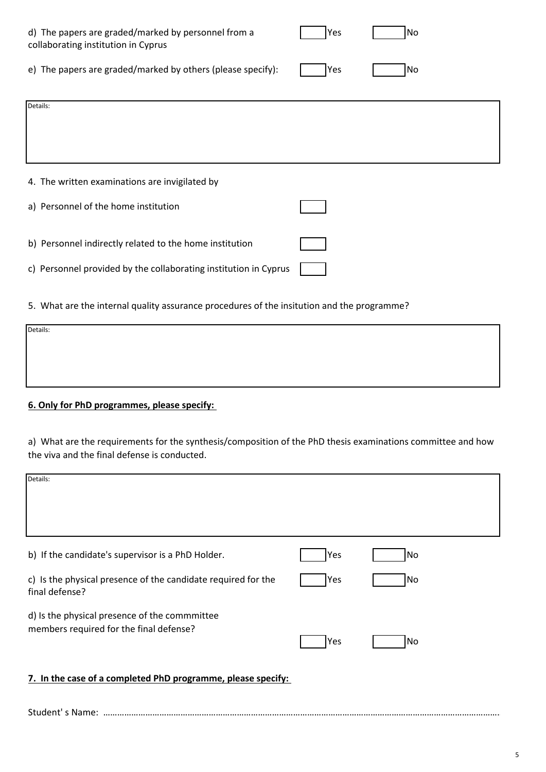d) The papers are graded/marked by personnel from a collaborating institution in Cyprus ☐ Yes ☐ No

e) The papers are graded/marked by others (please specify): ☐ Yes ☐ No

Details:

4. The written examinations are invigilated by

a) Personnel of the home institution ☐

b) Personnel indirectly related to the home institution ☐

c) Personnel provided by the collaborating institution in Cyprus ☐

5. What are the internal quality assurance procedures of the insitution and the programme?

Details:

**6. Only for PhD programmes, please specify:**

a) What are the requirements for the synthesis/composition of the PhD thesis examinations committee and how the viva and the final defense is conducted.

Details:

b) If the candidate's supervisor is a PhD Holder. ☐ Yes ☐ No

c) Is the physical presence of the candidate required for the final defense? ☐ Yes ☐ No

d) Is the physical presence of the commmittee members required for the final defense? ☐ Yes ☐ No

**7. In the case of a completed PhD programme, please specify:**

Student' s Name: ……………………………………………………………………………………………………………………………………………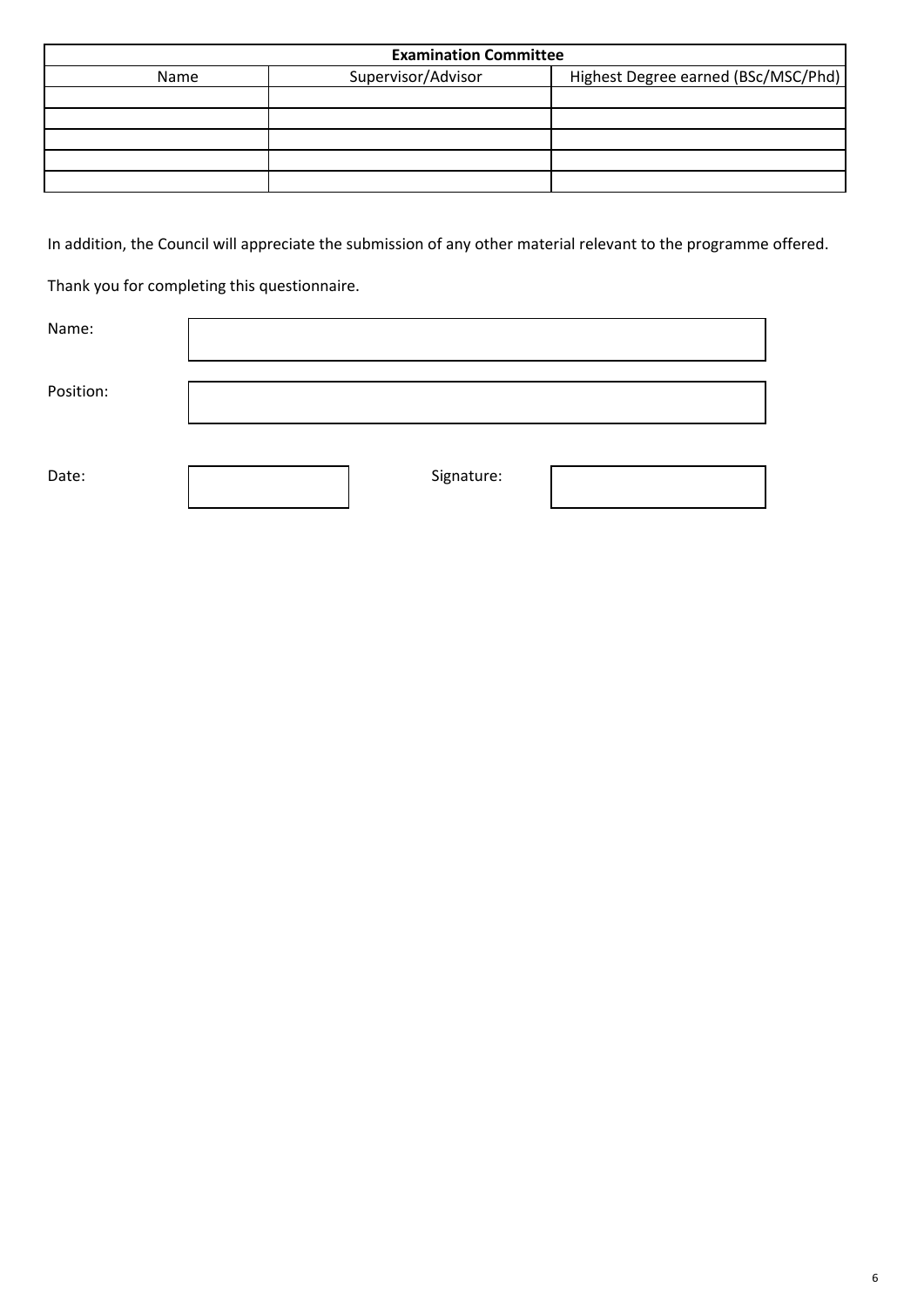| Examination Committee | | |
|---|---|---|
| Name | Supervisor/Advisor | Highest Degree earned (BSc/MSC/Phd) |
| | | |
| | | |
| | | |
| | | |
| | | |

In addition, the Council will appreciate the submission of any other material relevant to the programme offered.

Thank you for completing this questionnaire.

Name:

Position:

Date: Signature: